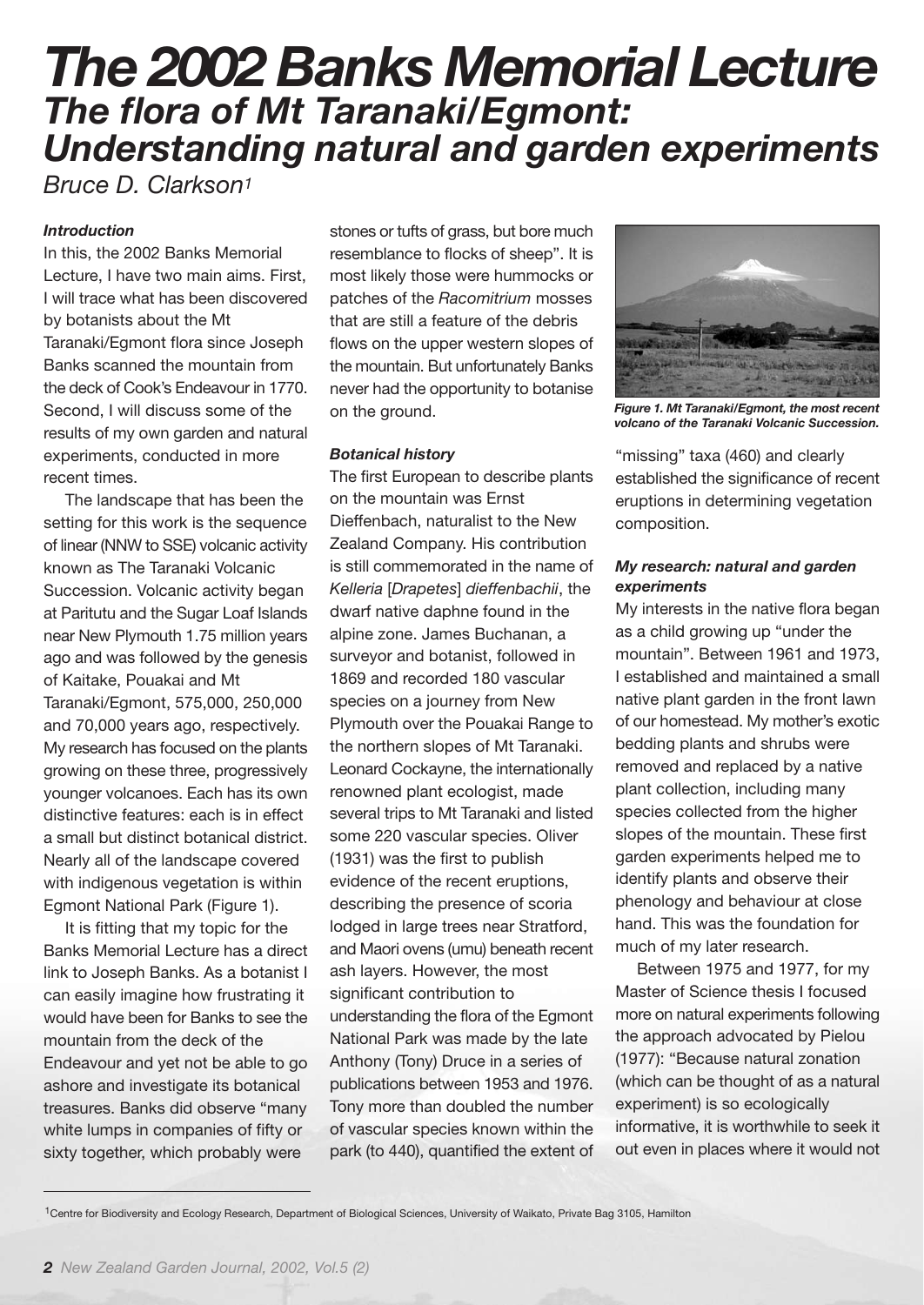# The 2002 Banks Memorial Lecture

## The flora of Mt Taranaki/Egmont: Understanding natural and garden experiments

*Bruce D. Clarkson*[1]

### *Introduction*

In this, the 2002 Banks Memorial Lecture, I have two main aims. First, I will trace what has been discovered by botanists about the Mt Taranaki/Egmont flora since Joseph Banks scanned the mountain from the deck of Cook's Endeavour in 1770. Second, I will discuss some of the results of my own garden and natural experiments, conducted in more recent times.

The landscape that has been the setting for this work is the sequence of linear (NNW to SSE) volcanic activity known as The Taranaki Volcanic Succession. Volcanic activity began at Paritutu and the Sugar Loaf Islands near New Plymouth 1.75 million years ago and was followed by the genesis of Kaitake, Pouakai and Mt Taranaki/Egmont, 575,000, 250,000 and 70,000 years ago, respectively. My research has focused on the plants growing on these three, progressively younger volcanoes. Each has its own distinctive features: each is in effect a small but distinct botanical district. Nearly all of the landscape covered with indigenous vegetation is within Egmont National Park (Figure 1).

It is fitting that my topic for the Banks Memorial Lecture has a direct link to Joseph Banks. As a botanist I can easily imagine how frustrating it would have been for Banks to see the mountain from the deck of the Endeavour and yet not be able to go ashore and investigate its botanical treasures. Banks did observe "many white lumps in companies of fifty or sixty together, which probably were stones or tufts of grass, but bore much resemblance to flocks of sheep". It is most likely those were hummocks or patches of the *Racomitrium* mosses that are still a feature of the debris flows on the upper western slopes of the mountain. But unfortunately Banks never had the opportunity to botanise on the ground.

### *Botanical history*

The first European to describe plants on the mountain was Ernst Dieffenbach, naturalist to the New Zealand Company. His contribution is still commemorated in the name of *Kelleria* [*Drapetes*] *dieffenbachii*, the dwarf native daphne found in the alpine zone. James Buchanan, a surveyor and botanist, followed in 1869 and recorded 180 vascular species on a journey from New Plymouth over the Pouakai Range to the northern slopes of Mt Taranaki. Leonard Cockayne, the internationally renowned plant ecologist, made several trips to Mt Taranaki and listed some 220 vascular species. Oliver (1931) was the first to publish evidence of the recent eruptions, describing the presence of scoria lodged in large trees near Stratford, and Maori ovens (umu) beneath recent ash layers. However, the most significant contribution to understanding the flora of the Egmont National Park was made by the late Anthony (Tony) Druce in a series of publications between 1953 and 1976. Tony more than doubled the number of vascular species known within the park (to 440), quantified the extent of "missing" taxa (460) and clearly established the significance of recent eruptions in determining vegetation composition.

*Figure 1. Mt Taranaki/Egmont, the most recent volcano of the Taranaki Volcanic Succession.*

### *My research: natural and garden experiments*

My interests in the native flora began as a child growing up "under the mountain". Between 1961 and 1973, I established and maintained a small native plant garden in the front lawn of our homestead. My mother's exotic bedding plants and shrubs were removed and replaced by a native plant collection, including many species collected from the higher slopes of the mountain. These first garden experiments helped me to identify plants and observe their phenology and behaviour at close hand. This was the foundation for much of my later research.

Between 1975 and 1977, for my Master of Science thesis I focused more on natural experiments following the approach advocated by Pielou (1977): "Because natural zonation (which can be thought of as a natural experiment) is so ecologically informative, it is worthwhile to seek it out even in places where it would not

[1]Centre for Biodiversity and Ecology Research, Department of Biological Sciences, University of Waikato, Private Bag 3105, Hamilton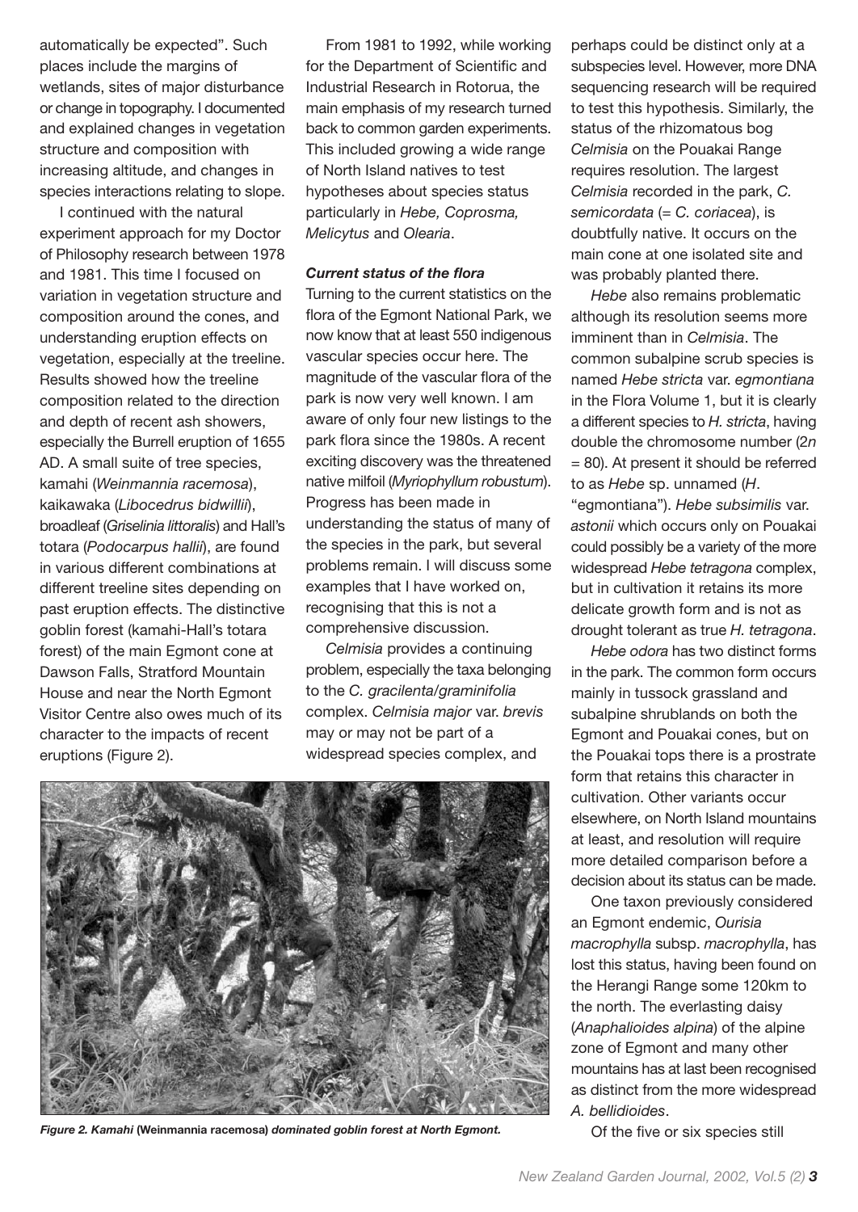automatically be expected". Such places include the margins of wetlands, sites of major disturbance or change in topography. I documented and explained changes in vegetation structure and composition with increasing altitude, and changes in species interactions relating to slope.

I continued with the natural experiment approach for my Doctor of Philosophy research between 1978 and 1981. This time I focused on variation in vegetation structure and composition around the cones, and understanding eruption effects on vegetation, especially at the treeline. Results showed how the treeline composition related to the direction and depth of recent ash showers, especially the Burrell eruption of 1655 AD. A small suite of tree species, kamahi (*Weinmannia racemosa*), kaikawaka (*Libocedrus bidwillii*), broadleaf (*Griselinia littoralis*) and Hall's totara (*Podocarpus hallii*), are found in various different combinations at different treeline sites depending on past eruption effects. The distinctive goblin forest (kamahi-Hall's totara forest) of the main Egmont cone at Dawson Falls, Stratford Mountain House and near the North Egmont Visitor Centre also owes much of its character to the impacts of recent eruptions (Figure 2).

From 1981 to 1992, while working for the Department of Scientific and Industrial Research in Rotorua, the main emphasis of my research turned back to common garden experiments. This included growing a wide range of North Island natives to test hypotheses about species status particularly in *Hebe, Coprosma, Melicytus* and *Olearia*.

***Current status of the flora***

Turning to the current statistics on the flora of the Egmont National Park, we now know that at least 550 indigenous vascular species occur here. The magnitude of the vascular flora of the park is now very well known. I am aware of only four new listings to the park flora since the 1980s. A recent exciting discovery was the threatened native milfoil (*Myriophyllum robustum*). Progress has been made in understanding the status of many of the species in the park, but several problems remain. I will discuss some examples that I have worked on, recognising that this is not a comprehensive discussion.

*Celmisia* provides a continuing problem, especially the taxa belonging to the *C. gracilenta/graminifolia* complex. *Celmisia major* var. *brevis* may or may not be part of a widespread species complex, and perhaps could be distinct only at a subspecies level. However, more DNA sequencing research will be required to test this hypothesis. Similarly, the status of the rhizomatous bog *Celmisia* on the Pouakai Range requires resolution. The largest *Celmisia* recorded in the park, *C. semicordata* (= *C. coriacea*), is doubtfully native. It occurs on the main cone at one isolated site and was probably planted there.

*Hebe* also remains problematic although its resolution seems more imminent than in *Celmisia*. The common subalpine scrub species is named *Hebe stricta* var. *egmontiana* in the Flora Volume 1, but it is clearly a different species to *H. stricta*, having double the chromosome number ($2n = 80$). At present it should be referred to as *Hebe* sp. unnamed (*H*. "egmontiana"). *Hebe subsimilis* var. *astonii* which occurs only on Pouakai could possibly be a variety of the more widespread *Hebe tetragona* complex, but in cultivation it retains its more delicate growth form and is not as drought tolerant as true *H. tetragona*.

*Hebe odora* has two distinct forms in the park. The common form occurs mainly in tussock grassland and subalpine shrublands on both the Egmont and Pouakai cones, but on the Pouakai tops there is a prostrate form that retains this character in cultivation. Other variants occur elsewhere, on North Island mountains at least, and resolution will require more detailed comparison before a decision about its status can be made.

One taxon previously considered an Egmont endemic, *Ourisia macrophylla* subsp. *macrophylla*, has lost this status, having been found on the Herangi Range some 120km to the north. The everlasting daisy (*Anaphalioides alpina*) of the alpine zone of Egmont and many other mountains has at last been recognised as distinct from the more widespread *A. bellidioides*.

Of the five or six species still

*Figure 2. Kamahi* (Weinmannia racemosa) *dominated goblin forest at North Egmont.*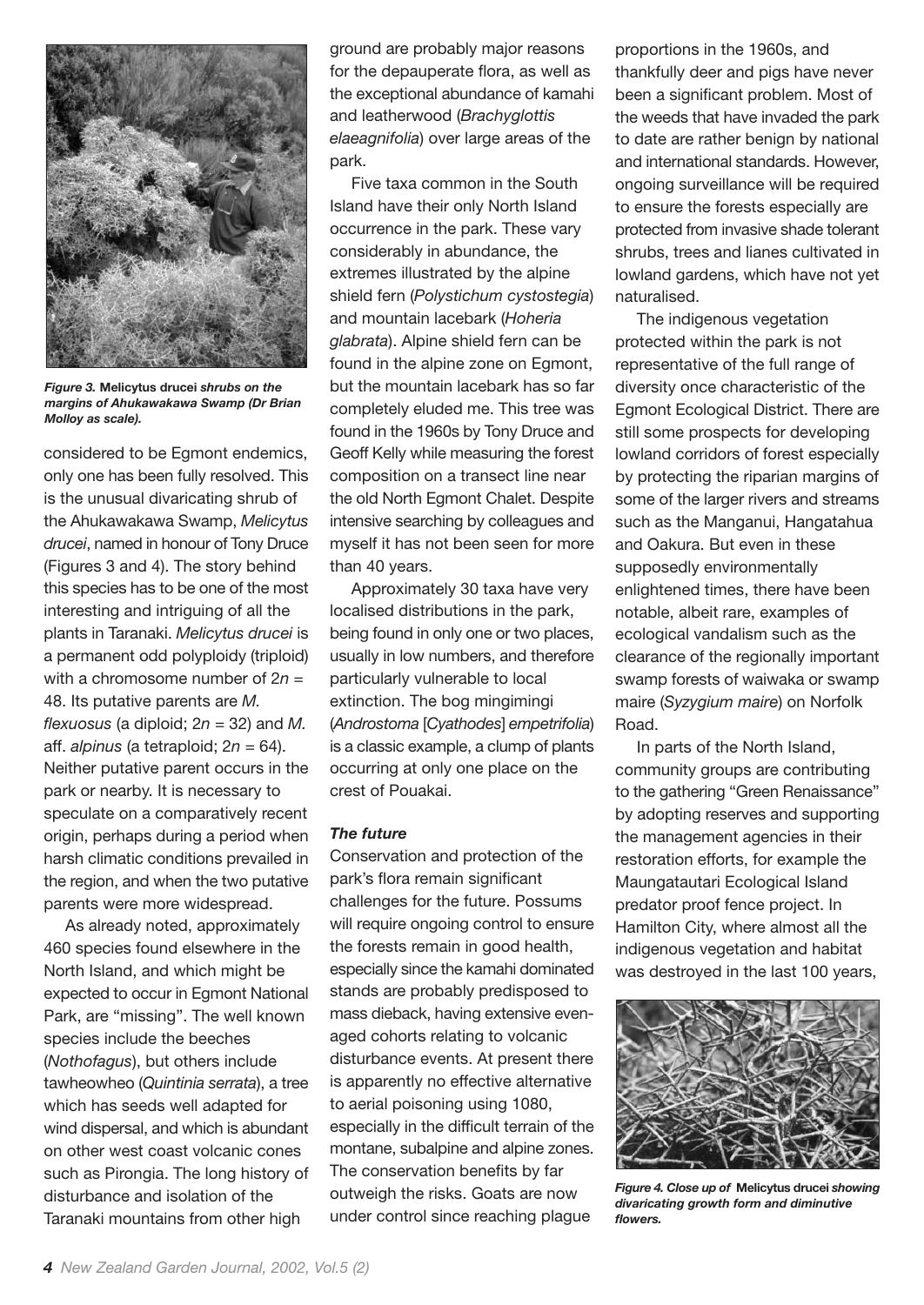*Figure 3.* **Melicytus drucei** *shrubs on the margins of Ahukawakawa Swamp (Dr Brian Molloy as scale).*

considered to be Egmont endemics, only one has been fully resolved. This is the unusual divaricating shrub of the Ahukawakawa Swamp, *Melicytus drucei*, named in honour of Tony Druce (Figures 3 and 4). The story behind this species has to be one of the most interesting and intriguing of all the plants in Taranaki. *Melicytus drucei* is a permanent odd polyploidy (triploid) with a chromosome number of $2n$ = 48. Its putative parents are *M. flexuosus* (a diploid; $2n$ = 32) and *M.* aff. *alpinus* (a tetraploid; $2n$ = 64). Neither putative parent occurs in the park or nearby. It is necessary to speculate on a comparatively recent origin, perhaps during a period when harsh climatic conditions prevailed in the region, and when the two putative parents were more widespread.

As already noted, approximately 460 species found elsewhere in the North Island, and which might be expected to occur in Egmont National Park, are "missing". The well known species include the beeches (*Nothofagus*), but others include tawheowheo (*Quintinia serrata*), a tree which has seeds well adapted for wind dispersal, and which is abundant on other west coast volcanic cones such as Pirongia. The long history of disturbance and isolation of the Taranaki mountains from other high ground are probably major reasons for the depauperate flora, as well as the exceptional abundance of kamahi and leatherwood (*Brachyglottis elaeagnifolia*) over large areas of the park.

Five taxa common in the South Island have their only North Island occurrence in the park. These vary considerably in abundance, the extremes illustrated by the alpine shield fern (*Polystichum cystostegia*) and mountain lacebark (*Hoheria glabrata*). Alpine shield fern can be found in the alpine zone on Egmont, but the mountain lacebark has so far completely eluded me. This tree was found in the 1960s by Tony Druce and Geoff Kelly while measuring the forest composition on a transect line near the old North Egmont Chalet. Despite intensive searching by colleagues and myself it has not been seen for more than 40 years.

Approximately 30 taxa have very localised distributions in the park, being found in only one or two places, usually in low numbers, and therefore particularly vulnerable to local extinction. The bog mingimingi (*Androstoma* [*Cyathodes*] *empetrifolia*) is a classic example, a clump of plants occurring at only one place on the crest of Pouakai.

### *The future*

Conservation and protection of the park's flora remain significant challenges for the future. Possums will require ongoing control to ensure the forests remain in good health, especially since the kamahi dominated stands are probably predisposed to mass dieback, having extensive even-aged cohorts relating to volcanic disturbance events. At present there is apparently no effective alternative to aerial poisoning using 1080, especially in the difficult terrain of the montane, subalpine and alpine zones. The conservation benefits by far outweigh the risks. Goats are now under control since reaching plague proportions in the 1960s, and thankfully deer and pigs have never been a significant problem. Most of the weeds that have invaded the park to date are rather benign by national and international standards. However, ongoing surveillance will be required to ensure the forests especially are protected from invasive shade tolerant shrubs, trees and lianes cultivated in lowland gardens, which have not yet naturalised.

The indigenous vegetation protected within the park is not representative of the full range of diversity once characteristic of the Egmont Ecological District. There are still some prospects for developing lowland corridors of forest especially by protecting the riparian margins of some of the larger rivers and streams such as the Manganui, Hangatahua and Oakura. But even in these supposedly environmentally enlightened times, there have been notable, albeit rare, examples of ecological vandalism such as the clearance of the regionally important swamp forests of waiwaka or swamp maire (*Syzygium maire*) on Norfolk Road.

In parts of the North Island, community groups are contributing to the gathering "Green Renaissance" by adopting reserves and supporting the management agencies in their restoration efforts, for example the Maungatautari Ecological Island predator proof fence project. In Hamilton City, where almost all the indigenous vegetation and habitat was destroyed in the last 100 years,

*Figure 4. Close up of* **Melicytus drucei** *showing divaricating growth form and diminutive flowers.*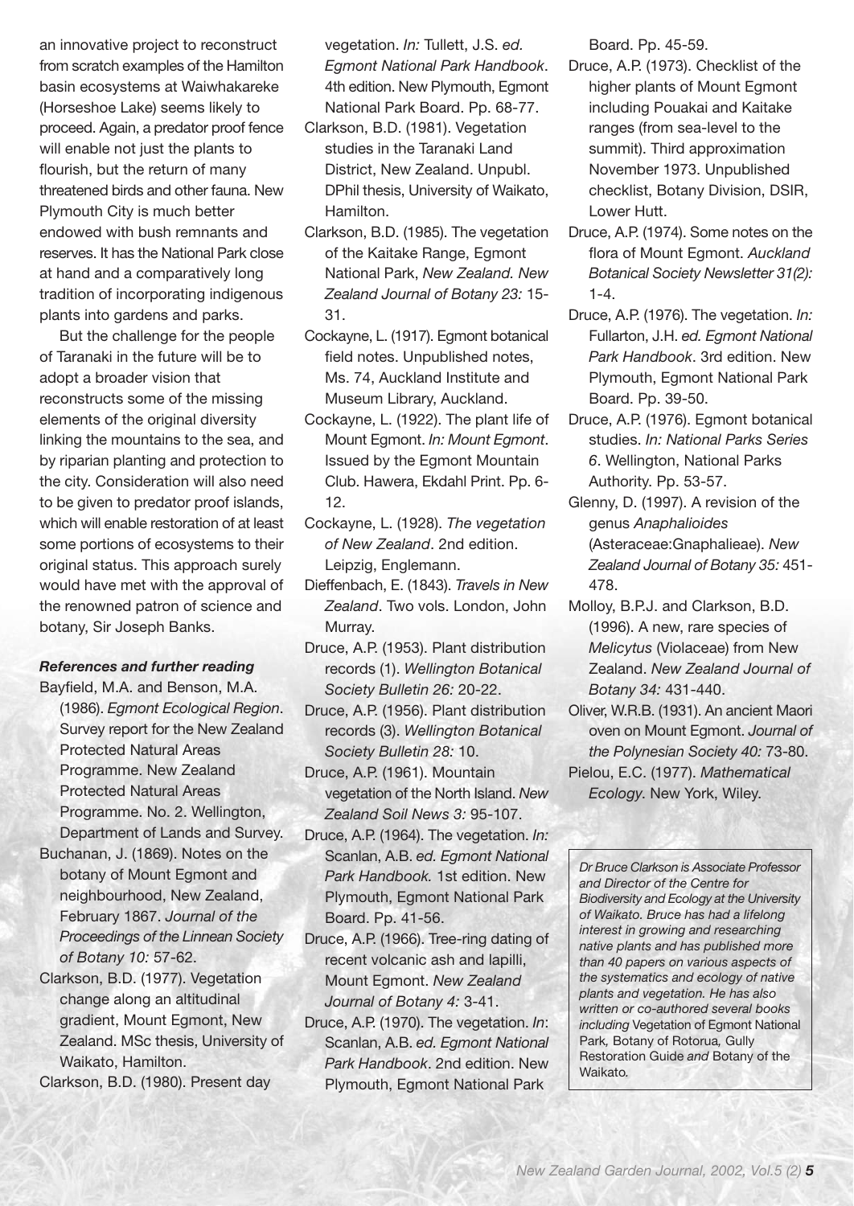an innovative project to reconstruct from scratch examples of the Hamilton basin ecosystems at Waiwhakareke (Horseshoe Lake) seems likely to proceed. Again, a predator proof fence will enable not just the plants to flourish, but the return of many threatened birds and other fauna. New Plymouth City is much better endowed with bush remnants and reserves. It has the National Park close at hand and a comparatively long tradition of incorporating indigenous plants into gardens and parks.

But the challenge for the people of Taranaki in the future will be to adopt a broader vision that reconstructs some of the missing elements of the original diversity linking the mountains to the sea, and by riparian planting and protection to the city. Consideration will also need to be given to predator proof islands, which will enable restoration of at least some portions of ecosystems to their original status. This approach surely would have met with the approval of the renowned patron of science and botany, Sir Joseph Banks.

***References and further reading***

Bayfield, M.A. and Benson, M.A. (1986). *Egmont Ecological Region*. Survey report for the New Zealand Protected Natural Areas Programme. New Zealand Protected Natural Areas Programme. No. 2. Wellington, Department of Lands and Survey.

Buchanan, J. (1869). Notes on the botany of Mount Egmont and neighbourhood, New Zealand, February 1867. *Journal of the Proceedings of the Linnean Society of Botany 10:* 57-62.

Clarkson, B.D. (1977). Vegetation change along an altitudinal gradient, Mount Egmont, New Zealand. MSc thesis, University of Waikato, Hamilton.

Clarkson, B.D. (1980). Present day vegetation. *In:* Tullett, J.S. *ed. Egmont National Park Handbook*. 4th edition. New Plymouth, Egmont National Park Board. Pp. 68-77.

Clarkson, B.D. (1981). Vegetation studies in the Taranaki Land District, New Zealand. Unpubl. DPhil thesis, University of Waikato, Hamilton.

Clarkson, B.D. (1985). The vegetation of the Kaitake Range, Egmont National Park, *New Zealand. New Zealand Journal of Botany 23:* 15-31.

Cockayne, L. (1917). Egmont botanical field notes. Unpublished notes, Ms. 74, Auckland Institute and Museum Library, Auckland.

Cockayne, L. (1922). The plant life of Mount Egmont. *In: Mount Egmont*. Issued by the Egmont Mountain Club. Hawera, Ekdahl Print. Pp. 6-12.

Cockayne, L. (1928). *The vegetation of New Zealand*. 2nd edition. Leipzig, Englemann.

Dieffenbach, E. (1843). *Travels in New Zealand*. Two vols. London, John Murray.

Druce, A.P. (1953). Plant distribution records (1). *Wellington Botanical Society Bulletin 26:* 20-22.

Druce, A.P. (1956). Plant distribution records (3). *Wellington Botanical Society Bulletin 28:* 10.

Druce, A.P. (1961). Mountain vegetation of the North Island. *New Zealand Soil News 3:* 95-107.

Druce, A.P. (1964). The vegetation. *In:* Scanlan, A.B. *ed. Egmont National Park Handbook.* 1st edition. New Plymouth, Egmont National Park Board. Pp. 41-56.

Druce, A.P. (1966). Tree-ring dating of recent volcanic ash and lapilli, Mount Egmont. *New Zealand Journal of Botany 4:* 3-41.

Druce, A.P. (1970). The vegetation. *In*: Scanlan, A.B. *ed. Egmont National Park Handbook*. 2nd edition. New Plymouth, Egmont National Park Board. Pp. 45-59.

Druce, A.P. (1973). Checklist of the higher plants of Mount Egmont including Pouakai and Kaitake ranges (from sea-level to the summit). Third approximation November 1973. Unpublished checklist, Botany Division, DSIR, Lower Hutt.

Druce, A.P. (1974). Some notes on the flora of Mount Egmont. *Auckland Botanical Society Newsletter 31(2):* 1-4.

Druce, A.P. (1976). The vegetation. *In:* Fullarton, J.H. *ed. Egmont National Park Handbook*. 3rd edition. New Plymouth, Egmont National Park Board. Pp. 39-50.

Druce, A.P. (1976). Egmont botanical studies. *In: National Parks Series 6*. Wellington, National Parks Authority. Pp. 53-57.

Glenny, D. (1997). A revision of the genus *Anaphalioides* (Asteraceae:Gnaphalieae). *New Zealand Journal of Botany 35:* 451-478.

Molloy, B.P.J. and Clarkson, B.D. (1996). A new, rare species of *Melicytus* (Violaceae) from New Zealand. *New Zealand Journal of Botany 34:* 431-440.

Oliver, W.R.B. (1931). An ancient Maori oven on Mount Egmont. *Journal of the Polynesian Society 40:* 73-80.

Pielou, E.C. (1977). *Mathematical Ecology.* New York, Wiley.

*Dr Bruce Clarkson is Associate Professor and Director of the Centre for Biodiversity and Ecology at the University of Waikato. Bruce has had a lifelong interest in growing and researching native plants and has published more than 40 papers on various aspects of the systematics and ecology of native plants and vegetation. He has also written or co-authored several books including* Vegetation of Egmont National Park, Botany of Rotorua, Gully Restoration Guide *and* Botany of the Waikato*.*